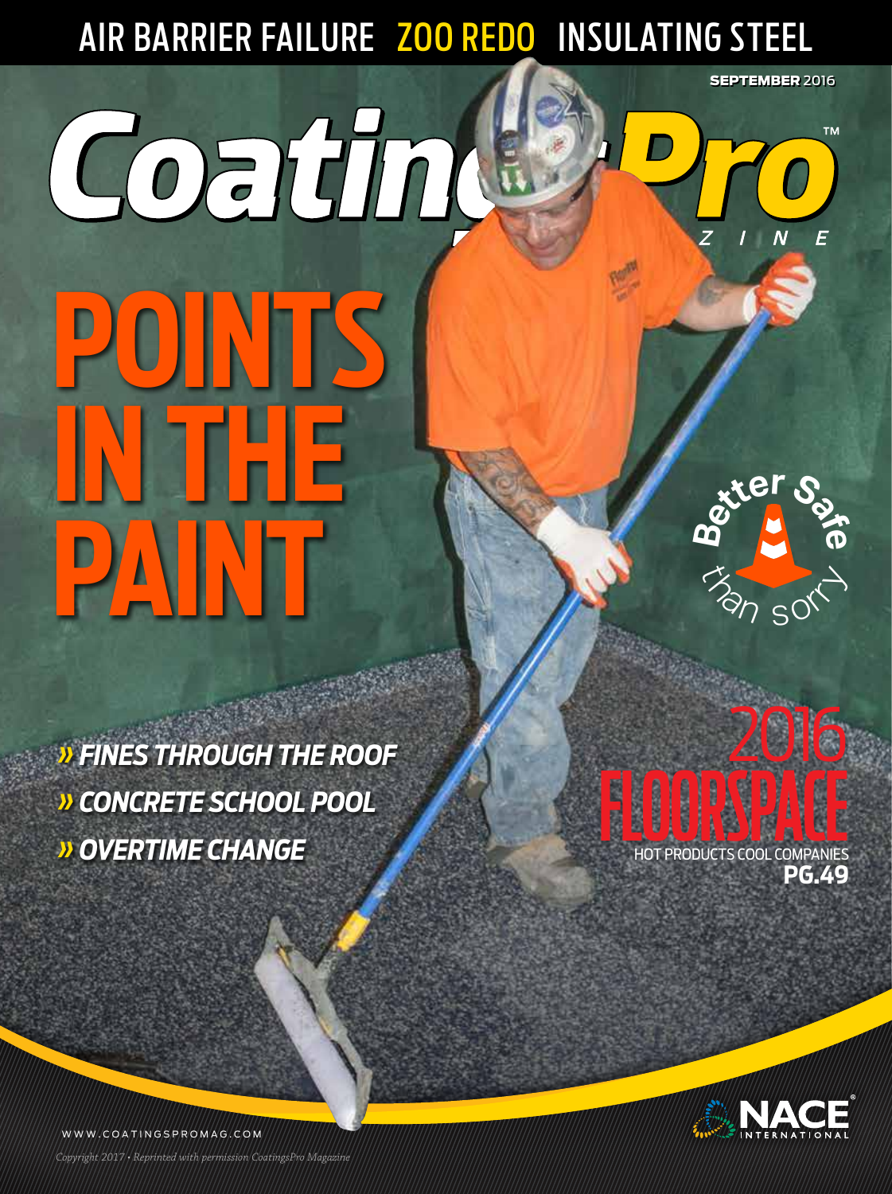AIR BARRIER FAILURE ZOO REDO INSULATING STEEL

SEPTEMBER 2016

CoatingsPro Magazine

# POINTS IN THE PAINT

» FINES THROUGH THE ROOF

» CONCRETE SCHOOL POOL

» OVERTIME CHANGE

Better Safe than sorry

2016 FLOORSPACE

HOT PRODUCTS COOL COMPANIES

PG.49

NACE INTERNATIONAL

WWW.COATINGSPROMAG.COM

*Copyright 2017 • Reprinted with permission CoatingsPro Magazine*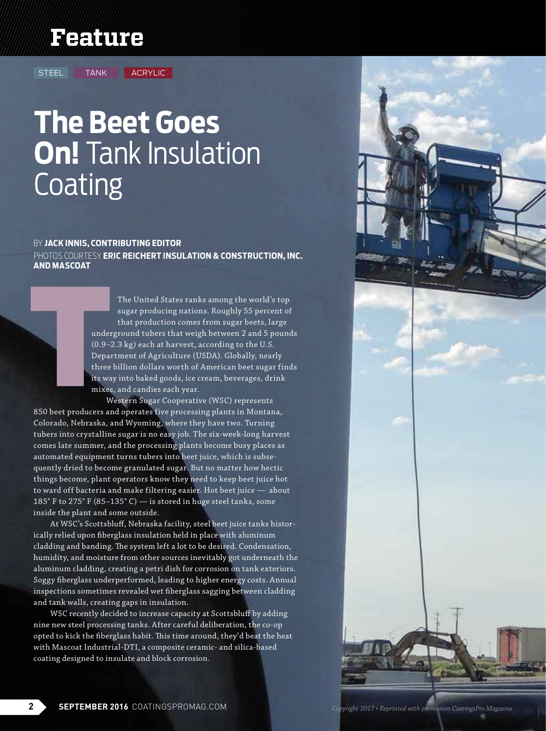STEEL TANK ACRYLIC

# The Beet Goes On! Tank Insulation Coating

BY **JACK INNIS, CONTRIBUTING EDITOR**
PHOTOS COURTESY **ERIC REICHERT INSULATION & CONSTRUCTION, INC. AND MASCOAT**

The United States ranks among the world's top sugar producing nations. Roughly 55 percent of that production comes from sugar beets, large underground tubers that weigh between 2 and 5 pounds (0.9–2.3 kg) each at harvest, according to the U.S. Department of Agriculture (USDA). Globally, nearly three billion dollars worth of American beet sugar finds its way into baked goods, ice cream, beverages, drink mixes, and candies each year.

Western Sugar Cooperative (WSC) represents 850 beet producers and operates five processing plants in Montana, Colorado, Nebraska, and Wyoming, where they have two. Turning tubers into crystalline sugar is no easy job. The six-week-long harvest comes late summer, and the processing plants become busy places as automated equipment turns tubers into beet juice, which is subsequently dried to become granulated sugar. But no matter how hectic things become, plant operators know they need to keep beet juice hot to ward off bacteria and make filtering easier. Hot beet juice — about 185° F to 275° F (85–135° C) — is stored in huge steel tanks, some inside the plant and some outside.

At WSC's Scottsbluff, Nebraska facility, steel beet juice tanks historically relied upon fiberglass insulation held in place with aluminum cladding and banding. The system left a lot to be desired. Condensation, humidity, and moisture from other sources inevitably got underneath the aluminum cladding, creating a petri dish for corrosion on tank exteriors. Soggy fiberglass underperformed, leading to higher energy costs. Annual inspections sometimes revealed wet fiberglass sagging between cladding and tank walls, creating gaps in insulation.

WSC recently decided to increase capacity at Scottsbluff by adding nine new steel processing tanks. After careful deliberation, the co-op opted to kick the fiberglass habit. This time around, they'd beat the heat with Mascoat Industrial-DTI, a composite ceramic- and silica-based coating designed to insulate and block corrosion.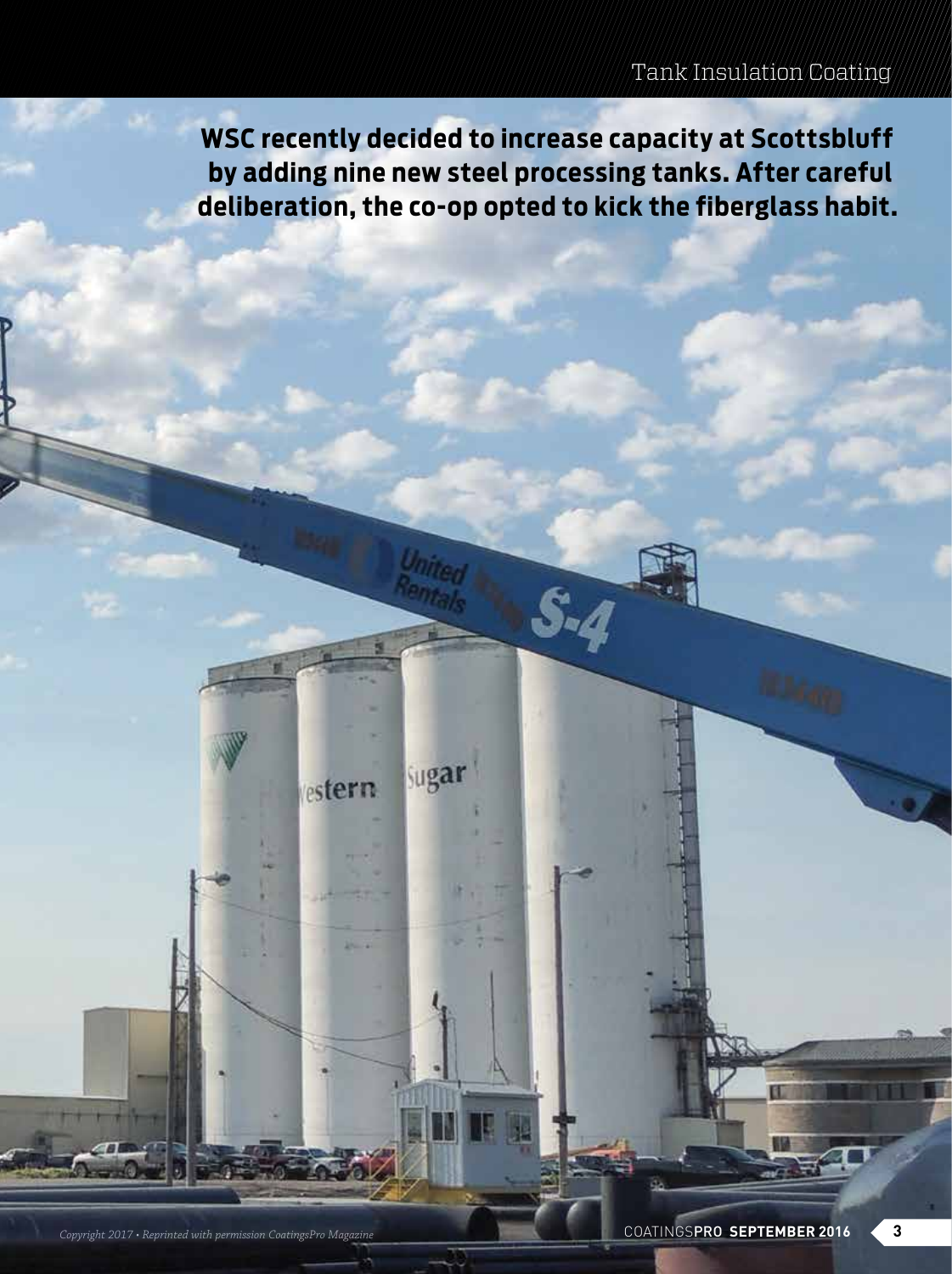**WSC recently decided to increase capacity at Scottsbluff by adding nine new steel processing tanks. After careful deliberation, the co-op opted to kick the fiberglass habit.**

*Copyright 2017 • Reprinted with permission CoatingsPro Magazine*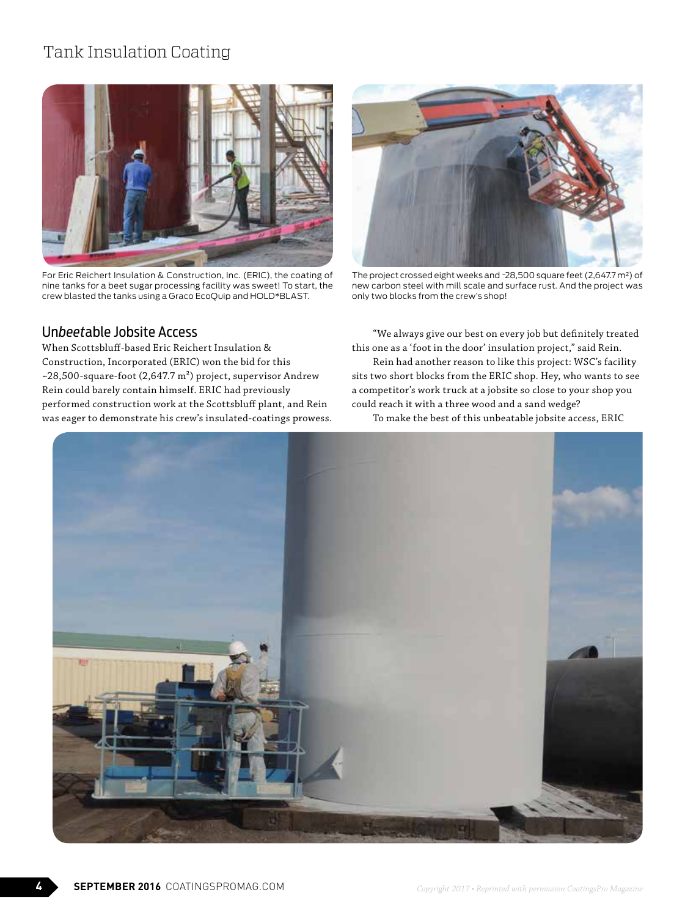For Eric Reichert Insulation & Construction, Inc. (ERIC), the coating of nine tanks for a beet sugar processing facility was sweet! To start, the crew blasted the tanks using a Graco EcoQuip and HOLD*BLAST.

The project crossed eight weeks and ~28,500 square feet (2,647.7 m²) of new carbon steel with mill scale and surface rust. And the project was only two blocks from the crew's shop!

## Un*beet*able Jobsite Access

When Scottsbluff-based Eric Reichert Insulation & Construction, Incorporated (ERIC) won the bid for this ~28,500-square-foot (2,647.7 m²) project, supervisor Andrew Rein could barely contain himself. ERIC had previously performed construction work at the Scottsbluff plant, and Rein was eager to demonstrate his crew's insulated-coatings prowess.

"We always give our best on every job but definitely treated this one as a 'foot in the door' insulation project," said Rein.

Rein had another reason to like this project: WSC's facility sits two short blocks from the ERIC shop. Hey, who wants to see a competitor's work truck at a jobsite so close to your shop you could reach it with a three wood and a sand wedge?

To make the best of this unbeatable jobsite access, ERIC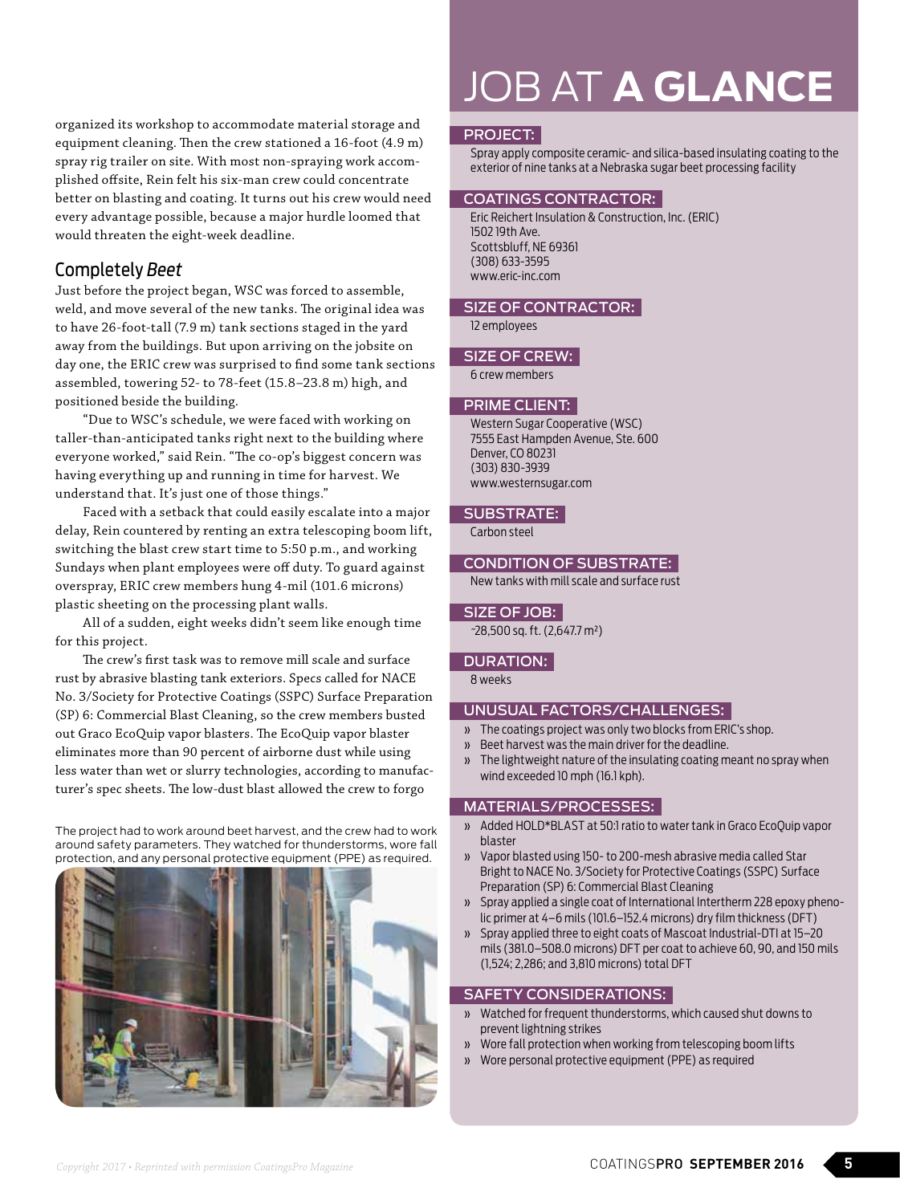organized its workshop to accommodate material storage and equipment cleaning. Then the crew stationed a 16-foot (4.9 m) spray rig trailer on site. With most non-spraying work accomplished offsite, Rein felt his six-man crew could concentrate better on blasting and coating. It turns out his crew would need every advantage possible, because a major hurdle loomed that would threaten the eight-week deadline.

## Completely *Beet*

Just before the project began, WSC was forced to assemble, weld, and move several of the new tanks. The original idea was to have 26-foot-tall (7.9 m) tank sections staged in the yard away from the buildings. But upon arriving on the jobsite on day one, the ERIC crew was surprised to find some tank sections assembled, towering 52- to 78-feet (15.8–23.8 m) high, and positioned beside the building.

"Due to WSC's schedule, we were faced with working on taller-than-anticipated tanks right next to the building where everyone worked," said Rein. "The co-op's biggest concern was having everything up and running in time for harvest. We understand that. It's just one of those things."

Faced with a setback that could easily escalate into a major delay, Rein countered by renting an extra telescoping boom lift, switching the blast crew start time to 5:50 p.m., and working Sundays when plant employees were off duty. To guard against overspray, ERIC crew members hung 4-mil (101.6 microns) plastic sheeting on the processing plant walls.

All of a sudden, eight weeks didn't seem like enough time for this project.

The crew's first task was to remove mill scale and surface rust by abrasive blasting tank exteriors. Specs called for NACE No. 3/Society for Protective Coatings (SSPC) Surface Preparation (SP) 6: Commercial Blast Cleaning, so the crew members busted out Graco EcoQuip vapor blasters. The EcoQuip vapor blaster eliminates more than 90 percent of airborne dust while using less water than wet or slurry technologies, according to manufacturer's spec sheets. The low-dust blast allowed the crew to forgo

The project had to work around beet harvest, and the crew had to work around safety parameters. They watched for thunderstorms, wore fall protection, and any personal protective equipment (PPE) as required.

# JOB AT **A GLANCE**

**PROJECT:**
Spray apply composite ceramic- and silica-based insulating coating to the exterior of nine tanks at a Nebraska sugar beet processing facility

**COATINGS CONTRACTOR:**
Eric Reichert Insulation & Construction, Inc. (ERIC)
1502 19th Ave.
Scottsbluff, NE 69361
(308) 633-3595
www.eric-inc.com

**SIZE OF CONTRACTOR:**
12 employees

**SIZE OF CREW:**
6 crew members

**PRIME CLIENT:**
Western Sugar Cooperative (WSC)
7555 East Hampden Avenue, Ste. 600
Denver, CO 80231
(303) 830-3939
www.westernsugar.com

**SUBSTRATE:**
Carbon steel

**CONDITION OF SUBSTRATE:**
New tanks with mill scale and surface rust

**SIZE OF JOB:**
~28,500 sq. ft. (2,647.7 m²)

**DURATION:**
8 weeks

**UNUSUAL FACTORS/CHALLENGES:**

- The coatings project was only two blocks from ERIC's shop.
- Beet harvest was the main driver for the deadline.
- The lightweight nature of the insulating coating meant no spray when wind exceeded 10 mph (16.1 kph).

**MATERIALS/PROCESSES:**

- Added HOLD*BLAST at 50:1 ratio to water tank in Graco EcoQuip vapor blaster
- Vapor blasted using 150- to 200-mesh abrasive media called Star Bright to NACE No. 3/Society for Protective Coatings (SSPC) Surface Preparation (SP) 6: Commercial Blast Cleaning
- Spray applied a single coat of International Intertherm 228 epoxy phenolic primer at 4–6 mils (101.6–152.4 microns) dry film thickness (DFT)
- Spray applied three to eight coats of Mascoat Industrial-DTI at 15–20 mils (381.0–508.0 microns) DFT per coat to achieve 60, 90, and 150 mils (1,524; 2,286; and 3,810 microns) total DFT

**SAFETY CONSIDERATIONS:**

- Watched for frequent thunderstorms, which caused shut downs to prevent lightning strikes
- Wore fall protection when working from telescoping boom lifts
- Wore personal protective equipment (PPE) as required

*Copyright 2017 • Reprinted with permission CoatingsPro Magazine*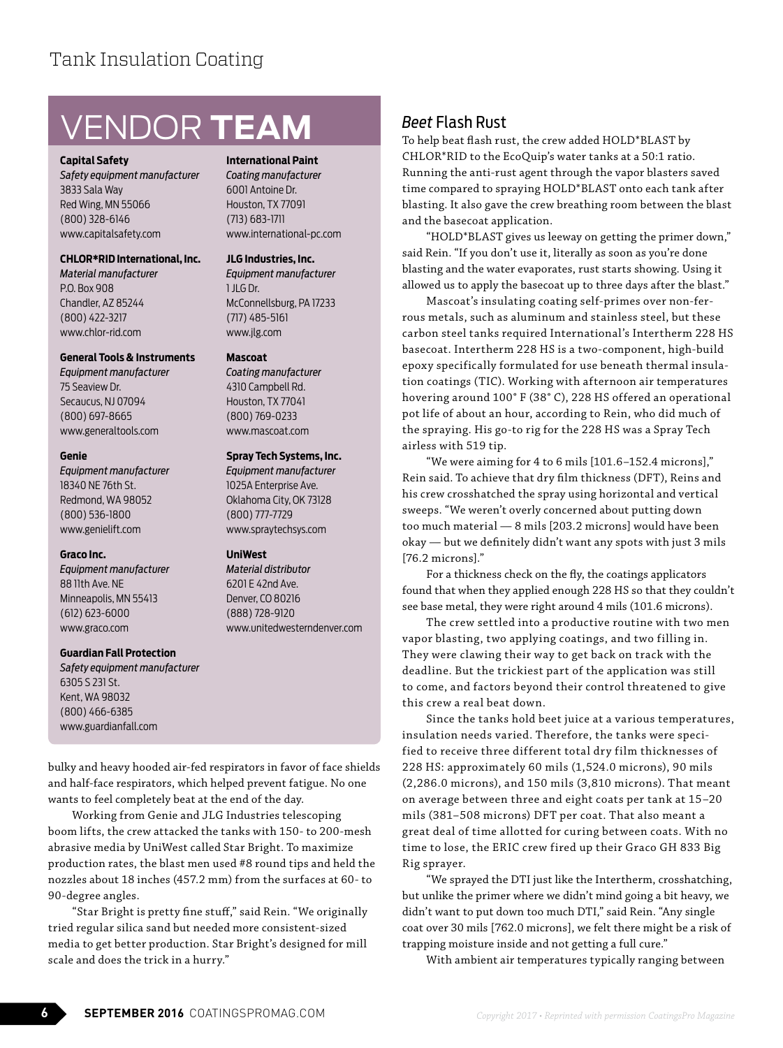## VENDOR TEAM

**Capital Safety**
*Safety equipment manufacturer*
3833 Sala Way
Red Wing, MN 55066
(800) 328-6146
www.capitalsafety.com

**CHLOR*RID International, Inc.**
*Material manufacturer*
P.O. Box 908
Chandler, AZ 85244
(800) 422-3217
www.chlor-rid.com

**General Tools & Instruments**
*Equipment manufacturer*
75 Seaview Dr.
Secaucus, NJ 07094
(800) 697-8665
www.generaltools.com

**Genie**
*Equipment manufacturer*
18340 NE 76th St.
Redmond, WA 98052
(800) 536-1800
www.genielift.com

**Graco Inc.**
*Equipment manufacturer*
88 11th Ave. NE
Minneapolis, MN 55413
(612) 623-6000
www.graco.com

**Guardian Fall Protection**
*Safety equipment manufacturer*
6305 S 231 St.
Kent, WA 98032
(800) 466-6385
www.guardianfall.com

**International Paint**
*Coating manufacturer*
6001 Antoine Dr.
Houston, TX 77091
(713) 683-1711
www.international-pc.com

**JLG Industries, Inc.**
*Equipment manufacturer*
1 JLG Dr.
McConnellsburg, PA 17233
(717) 485-5161
www.jlg.com

**Mascoat**
*Coating manufacturer*
4310 Campbell Rd.
Houston, TX 77041
(800) 769-0233
www.mascoat.com

**Spray Tech Systems, Inc.**
*Equipment manufacturer*
1025A Enterprise Ave.
Oklahoma City, OK 73128
(800) 777-7729
www.spraytechsys.com

**UniWest**
*Material distributor*
6201 E 42nd Ave.
Denver, CO 80216
(888) 728-9120
www.unitedwesterndenver.com

bulky and heavy hooded air-fed respirators in favor of face shields and half-face respirators, which helped prevent fatigue. No one wants to feel completely beat at the end of the day.

Working from Genie and JLG Industries telescoping boom lifts, the crew attacked the tanks with 150- to 200-mesh abrasive media by UniWest called Star Bright. To maximize production rates, the blast men used #8 round tips and held the nozzles about 18 inches (457.2 mm) from the surfaces at 60- to 90-degree angles.

"Star Bright is pretty fine stuff," said Rein. "We originally tried regular silica sand but needed more consistent-sized media to get better production. Star Bright's designed for mill scale and does the trick in a hurry."

### *Beet* Flash Rust

To help beat flash rust, the crew added HOLD*BLAST by CHLOR*RID to the EcoQuip's water tanks at a 50:1 ratio. Running the anti-rust agent through the vapor blasters saved time compared to spraying HOLD*BLAST onto each tank after blasting. It also gave the crew breathing room between the blast and the basecoat application.

"HOLD*BLAST gives us leeway on getting the primer down," said Rein. "If you don't use it, literally as soon as you're done blasting and the water evaporates, rust starts showing. Using it allowed us to apply the basecoat up to three days after the blast."

Mascoat's insulating coating self-primes over non-ferrous metals, such as aluminum and stainless steel, but these carbon steel tanks required International's Intertherm 228 HS basecoat. Intertherm 228 HS is a two-component, high-build epoxy specifically formulated for use beneath thermal insulation coatings (TIC). Working with afternoon air temperatures hovering around 100° F (38° C), 228 HS offered an operational pot life of about an hour, according to Rein, who did much of the spraying. His go-to rig for the 228 HS was a Spray Tech airless with 519 tip.

"We were aiming for 4 to 6 mils [101.6–152.4 microns]," Rein said. To achieve that dry film thickness (DFT), Reins and his crew crosshatched the spray using horizontal and vertical sweeps. "We weren't overly concerned about putting down too much material — 8 mils [203.2 microns] would have been okay — but we definitely didn't want any spots with just 3 mils [76.2 microns]."

For a thickness check on the fly, the coatings applicators found that when they applied enough 228 HS so that they couldn't see base metal, they were right around 4 mils (101.6 microns).

The crew settled into a productive routine with two men vapor blasting, two applying coatings, and two filling in. They were clawing their way to get back on track with the deadline. But the trickiest part of the application was still to come, and factors beyond their control threatened to give this crew a real beat down.

Since the tanks hold beet juice at a various temperatures, insulation needs varied. Therefore, the tanks were specified to receive three different total dry film thicknesses of 228 HS: approximately 60 mils (1,524.0 microns), 90 mils (2,286.0 microns), and 150 mils (3,810 microns). That meant on average between three and eight coats per tank at 15–20 mils (381–508 microns) DFT per coat. That also meant a great deal of time allotted for curing between coats. With no time to lose, the ERIC crew fired up their Graco GH 833 Big Rig sprayer.

"We sprayed the DTI just like the Intertherm, crosshatching, but unlike the primer where we didn't mind going a bit heavy, we didn't want to put down too much DTI," said Rein. "Any single coat over 30 mils [762.0 microns], we felt there might be a risk of trapping moisture inside and not getting a full cure."

With ambient air temperatures typically ranging between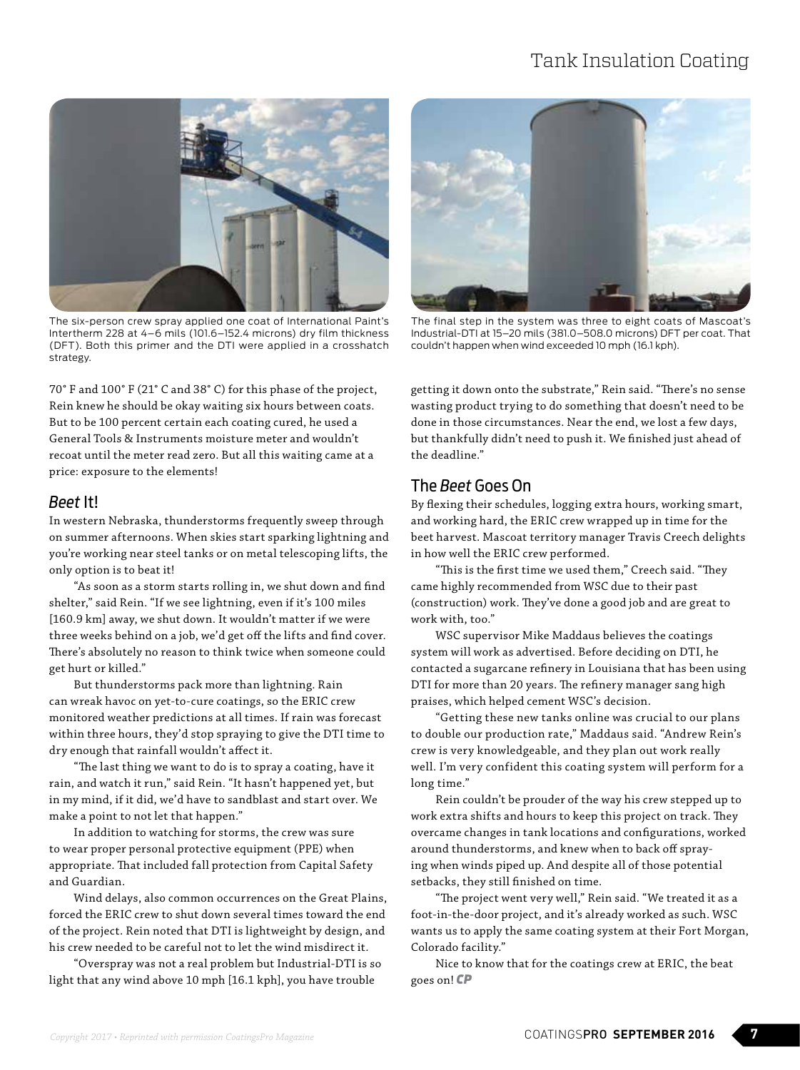The six-person crew spray applied one coat of International Paint's Intertherm 228 at 4–6 mils (101.6–152.4 microns) dry film thickness (DFT). Both this primer and the DTI were applied in a crosshatch strategy.

The final step in the system was three to eight coats of Mascoat's Industrial-DTI at 15–20 mils (381.0–508.0 microns) DFT per coat. That couldn't happen when wind exceeded 10 mph (16.1 kph).

70° F and 100° F (21° C and 38° C) for this phase of the project, Rein knew he should be okay waiting six hours between coats. But to be 100 percent certain each coating cured, he used a General Tools & Instruments moisture meter and wouldn't recoat until the meter read zero. But all this waiting came at a price: exposure to the elements!

## *Beet* It!

In western Nebraska, thunderstorms frequently sweep through on summer afternoons. When skies start sparking lightning and you're working near steel tanks or on metal telescoping lifts, the only option is to beat it!

"As soon as a storm starts rolling in, we shut down and find shelter," said Rein. "If we see lightning, even if it's 100 miles [160.9 km] away, we shut down. It wouldn't matter if we were three weeks behind on a job, we'd get off the lifts and find cover. There's absolutely no reason to think twice when someone could get hurt or killed."

But thunderstorms pack more than lightning. Rain can wreak havoc on yet-to-cure coatings, so the ERIC crew monitored weather predictions at all times. If rain was forecast within three hours, they'd stop spraying to give the DTI time to dry enough that rainfall wouldn't affect it.

"The last thing we want to do is to spray a coating, have it rain, and watch it run," said Rein. "It hasn't happened yet, but in my mind, if it did, we'd have to sandblast and start over. We make a point to not let that happen."

In addition to watching for storms, the crew was sure to wear proper personal protective equipment (PPE) when appropriate. That included fall protection from Capital Safety and Guardian.

Wind delays, also common occurrences on the Great Plains, forced the ERIC crew to shut down several times toward the end of the project. Rein noted that DTI is lightweight by design, and his crew needed to be careful not to let the wind misdirect it.

"Overspray was not a real problem but Industrial-DTI is so light that any wind above 10 mph [16.1 kph], you have trouble getting it down onto the substrate," Rein said. "There's no sense wasting product trying to do something that doesn't need to be done in those circumstances. Near the end, we lost a few days, but thankfully didn't need to push it. We finished just ahead of the deadline."

## The *Beet* Goes On

By flexing their schedules, logging extra hours, working smart, and working hard, the ERIC crew wrapped up in time for the beet harvest. Mascoat territory manager Travis Creech delights in how well the ERIC crew performed.

"This is the first time we used them," Creech said. "They came highly recommended from WSC due to their past (construction) work. They've done a good job and are great to work with, too."

WSC supervisor Mike Maddaus believes the coatings system will work as advertised. Before deciding on DTI, he contacted a sugarcane refinery in Louisiana that has been using DTI for more than 20 years. The refinery manager sang high praises, which helped cement WSC's decision.

"Getting these new tanks online was crucial to our plans to double our production rate," Maddaus said. "Andrew Rein's crew is very knowledgeable, and they plan out work really well. I'm very confident this coating system will perform for a long time."

Rein couldn't be prouder of the way his crew stepped up to work extra shifts and hours to keep this project on track. They overcame changes in tank locations and configurations, worked around thunderstorms, and knew when to back off spraying when winds piped up. And despite all of those potential setbacks, they still finished on time.

"The project went very well," Rein said. "We treated it as a foot-in-the-door project, and it's already worked as such. WSC wants us to apply the same coating system at their Fort Morgan, Colorado facility."

Nice to know that for the coatings crew at ERIC, the beat goes on! **CP**

*Copyright 2017 • Reprinted with permission CoatingsPro Magazine*